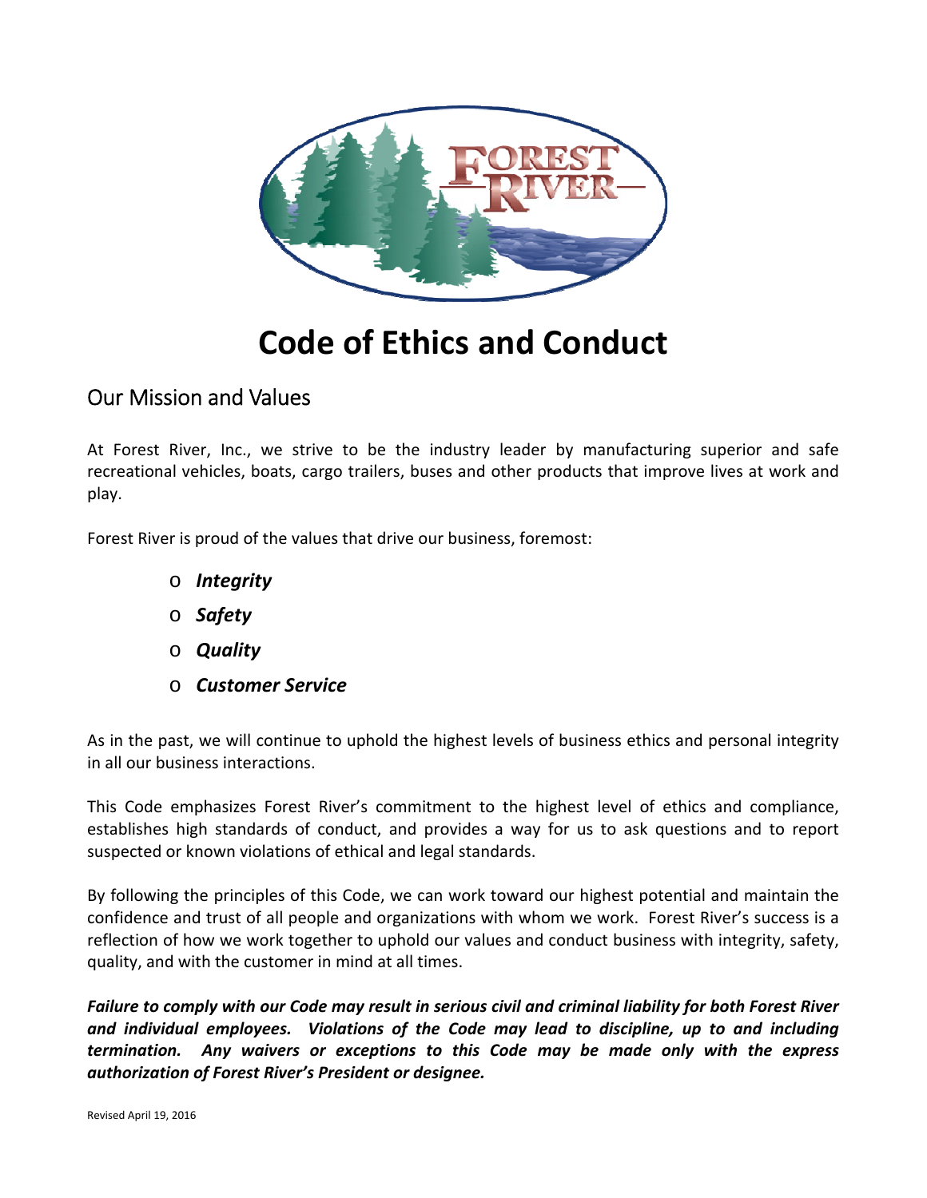# Code of Ethics and Conduct

## Our Mission and Values

At Forest River, Inc., we strive to be the industry leader by manufacturing superior and safe recreational vehicles, boats, cargo trailers, buses and other products that improve lives at work and play.

Forest River is proud of the values that drive our business, foremost:

- ***Integrity***
- ***Safety***
- ***Quality***
- ***Customer Service***

As in the past, we will continue to uphold the highest levels of business ethics and personal integrity in all our business interactions.

This Code emphasizes Forest River's commitment to the highest level of ethics and compliance, establishes high standards of conduct, and provides a way for us to ask questions and to report suspected or known violations of ethical and legal standards.

By following the principles of this Code, we can work toward our highest potential and maintain the confidence and trust of all people and organizations with whom we work. Forest River's success is a reflection of how we work together to uphold our values and conduct business with integrity, safety, quality, and with the customer in mind at all times.

***Failure to comply with our Code may result in serious civil and criminal liability for both Forest River and individual employees. Violations of the Code may lead to discipline, up to and including termination. Any waivers or exceptions to this Code may be made only with the express authorization of Forest River's President or designee.***

Revised April 19, 2016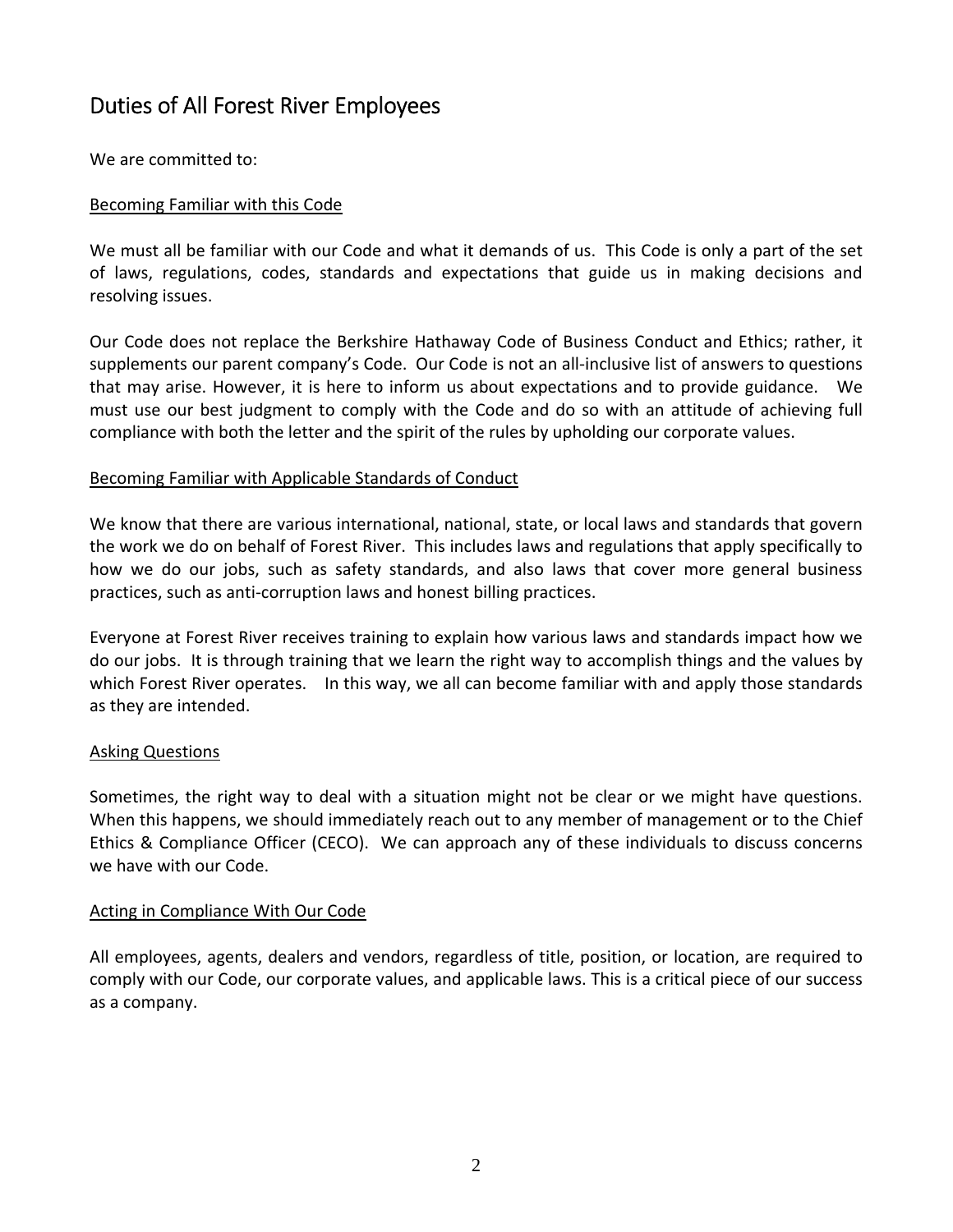# Duties of All Forest River Employees

We are committed to:

## Becoming Familiar with this Code

We must all be familiar with our Code and what it demands of us. This Code is only a part of the set of laws, regulations, codes, standards and expectations that guide us in making decisions and resolving issues.

Our Code does not replace the Berkshire Hathaway Code of Business Conduct and Ethics; rather, it supplements our parent company's Code. Our Code is not an all-inclusive list of answers to questions that may arise. However, it is here to inform us about expectations and to provide guidance. We must use our best judgment to comply with the Code and do so with an attitude of achieving full compliance with both the letter and the spirit of the rules by upholding our corporate values.

## Becoming Familiar with Applicable Standards of Conduct

We know that there are various international, national, state, or local laws and standards that govern the work we do on behalf of Forest River. This includes laws and regulations that apply specifically to how we do our jobs, such as safety standards, and also laws that cover more general business practices, such as anti-corruption laws and honest billing practices.

Everyone at Forest River receives training to explain how various laws and standards impact how we do our jobs. It is through training that we learn the right way to accomplish things and the values by which Forest River operates. In this way, we all can become familiar with and apply those standards as they are intended.

## Asking Questions

Sometimes, the right way to deal with a situation might not be clear or we might have questions. When this happens, we should immediately reach out to any member of management or to the Chief Ethics & Compliance Officer (CECO). We can approach any of these individuals to discuss concerns we have with our Code.

## Acting in Compliance With Our Code

All employees, agents, dealers and vendors, regardless of title, position, or location, are required to comply with our Code, our corporate values, and applicable laws. This is a critical piece of our success as a company.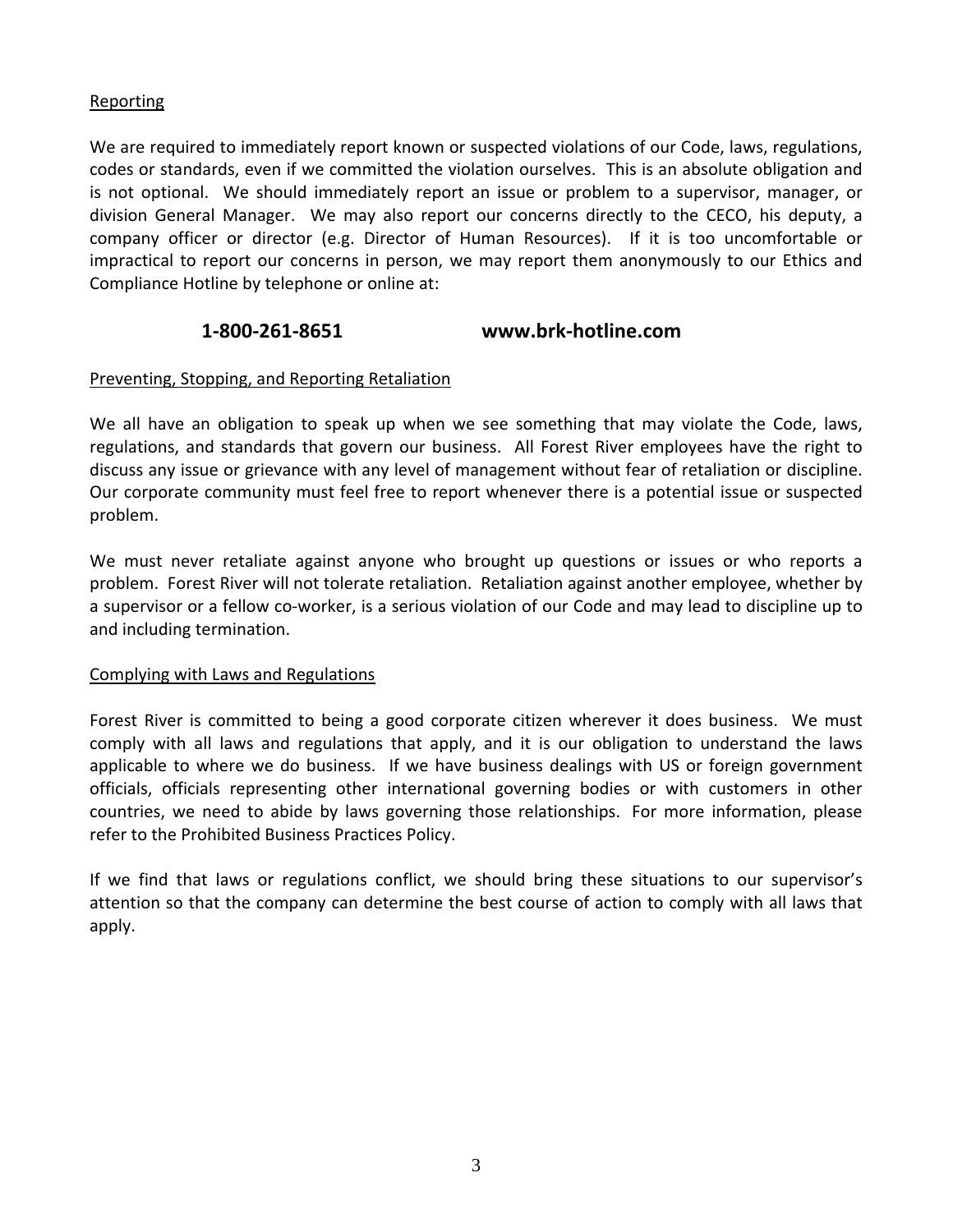## Reporting

We are required to immediately report known or suspected violations of our Code, laws, regulations, codes or standards, even if we committed the violation ourselves. This is an absolute obligation and is not optional. We should immediately report an issue or problem to a supervisor, manager, or division General Manager. We may also report our concerns directly to the CECO, his deputy, a company officer or director (e.g. Director of Human Resources). If it is too uncomfortable or impractical to report our concerns in person, we may report them anonymously to our Ethics and Compliance Hotline by telephone or online at:

**1-800-261-8651 www.brk-hotline.com**

## Preventing, Stopping, and Reporting Retaliation

We all have an obligation to speak up when we see something that may violate the Code, laws, regulations, and standards that govern our business. All Forest River employees have the right to discuss any issue or grievance with any level of management without fear of retaliation or discipline. Our corporate community must feel free to report whenever there is a potential issue or suspected problem.

We must never retaliate against anyone who brought up questions or issues or who reports a problem. Forest River will not tolerate retaliation. Retaliation against another employee, whether by a supervisor or a fellow co-worker, is a serious violation of our Code and may lead to discipline up to and including termination.

## Complying with Laws and Regulations

Forest River is committed to being a good corporate citizen wherever it does business. We must comply with all laws and regulations that apply, and it is our obligation to understand the laws applicable to where we do business. If we have business dealings with US or foreign government officials, officials representing other international governing bodies or with customers in other countries, we need to abide by laws governing those relationships. For more information, please refer to the Prohibited Business Practices Policy.

If we find that laws or regulations conflict, we should bring these situations to our supervisor's attention so that the company can determine the best course of action to comply with all laws that apply.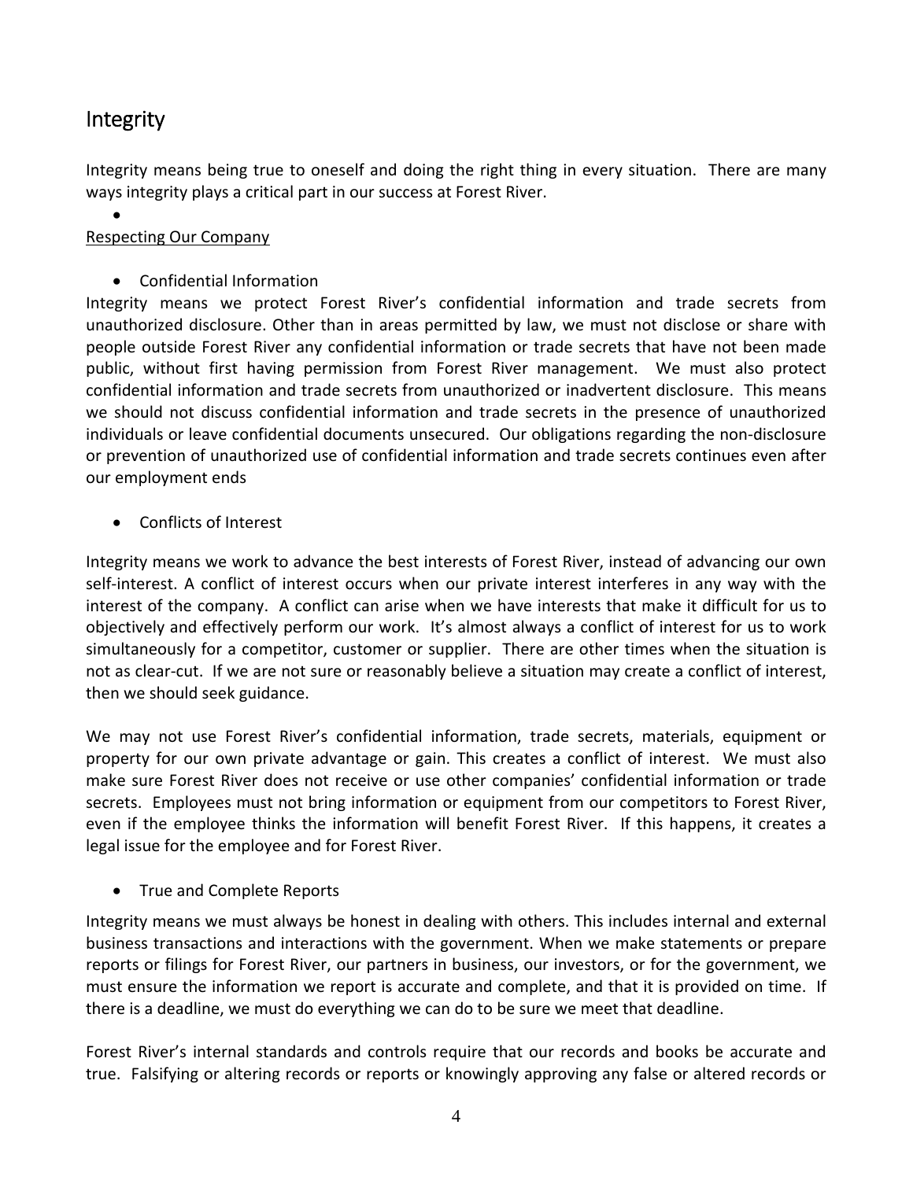## Integrity

Integrity means being true to oneself and doing the right thing in every situation. There are many ways integrity plays a critical part in our success at Forest River.

<u>Respecting Our Company</u>

- Confidential Information

Integrity means we protect Forest River's confidential information and trade secrets from unauthorized disclosure. Other than in areas permitted by law, we must not disclose or share with people outside Forest River any confidential information or trade secrets that have not been made public, without first having permission from Forest River management. We must also protect confidential information and trade secrets from unauthorized or inadvertent disclosure. This means we should not discuss confidential information and trade secrets in the presence of unauthorized individuals or leave confidential documents unsecured. Our obligations regarding the non-disclosure or prevention of unauthorized use of confidential information and trade secrets continues even after our employment ends

- Conflicts of Interest

Integrity means we work to advance the best interests of Forest River, instead of advancing our own self-interest. A conflict of interest occurs when our private interest interferes in any way with the interest of the company. A conflict can arise when we have interests that make it difficult for us to objectively and effectively perform our work. It's almost always a conflict of interest for us to work simultaneously for a competitor, customer or supplier. There are other times when the situation is not as clear-cut. If we are not sure or reasonably believe a situation may create a conflict of interest, then we should seek guidance.

We may not use Forest River's confidential information, trade secrets, materials, equipment or property for our own private advantage or gain. This creates a conflict of interest. We must also make sure Forest River does not receive or use other companies' confidential information or trade secrets. Employees must not bring information or equipment from our competitors to Forest River, even if the employee thinks the information will benefit Forest River. If this happens, it creates a legal issue for the employee and for Forest River.

- True and Complete Reports

Integrity means we must always be honest in dealing with others. This includes internal and external business transactions and interactions with the government. When we make statements or prepare reports or filings for Forest River, our partners in business, our investors, or for the government, we must ensure the information we report is accurate and complete, and that it is provided on time. If there is a deadline, we must do everything we can do to be sure we meet that deadline.

Forest River's internal standards and controls require that our records and books be accurate and true. Falsifying or altering records or reports or knowingly approving any false or altered records or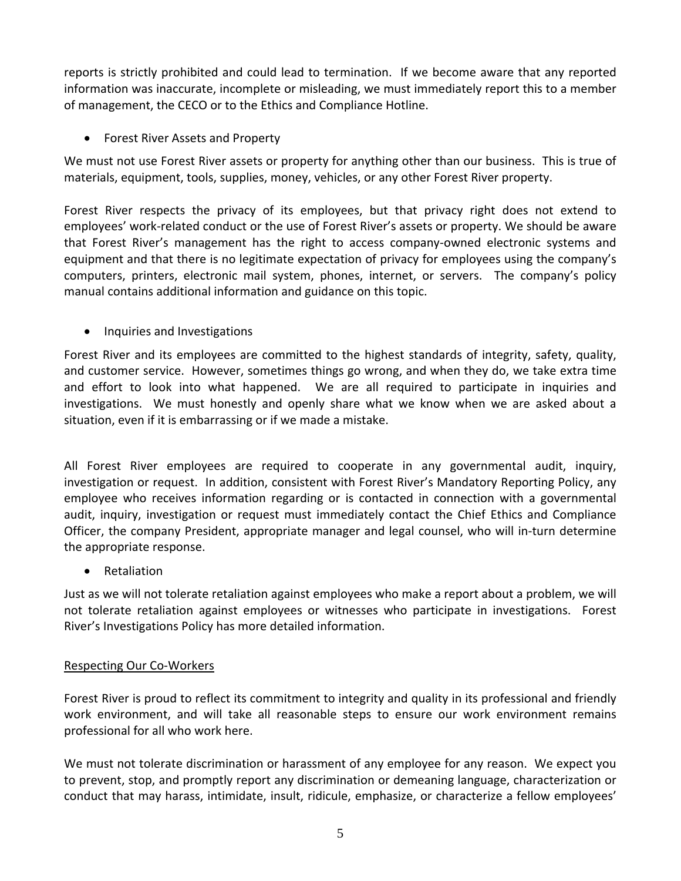reports is strictly prohibited and could lead to termination. If we become aware that any reported information was inaccurate, incomplete or misleading, we must immediately report this to a member of management, the CECO or to the Ethics and Compliance Hotline.

- Forest River Assets and Property

We must not use Forest River assets or property for anything other than our business. This is true of materials, equipment, tools, supplies, money, vehicles, or any other Forest River property.

Forest River respects the privacy of its employees, but that privacy right does not extend to employees' work-related conduct or the use of Forest River's assets or property. We should be aware that Forest River's management has the right to access company-owned electronic systems and equipment and that there is no legitimate expectation of privacy for employees using the company's computers, printers, electronic mail system, phones, internet, or servers. The company's policy manual contains additional information and guidance on this topic.

- Inquiries and Investigations

Forest River and its employees are committed to the highest standards of integrity, safety, quality, and customer service. However, sometimes things go wrong, and when they do, we take extra time and effort to look into what happened. We are all required to participate in inquiries and investigations. We must honestly and openly share what we know when we are asked about a situation, even if it is embarrassing or if we made a mistake.

All Forest River employees are required to cooperate in any governmental audit, inquiry, investigation or request. In addition, consistent with Forest River's Mandatory Reporting Policy, any employee who receives information regarding or is contacted in connection with a governmental audit, inquiry, investigation or request must immediately contact the Chief Ethics and Compliance Officer, the company President, appropriate manager and legal counsel, who will in-turn determine the appropriate response.

- Retaliation

Just as we will not tolerate retaliation against employees who make a report about a problem, we will not tolerate retaliation against employees or witnesses who participate in investigations. Forest River's Investigations Policy has more detailed information.

<u>Respecting Our Co-Workers</u>

Forest River is proud to reflect its commitment to integrity and quality in its professional and friendly work environment, and will take all reasonable steps to ensure our work environment remains professional for all who work here.

We must not tolerate discrimination or harassment of any employee for any reason. We expect you to prevent, stop, and promptly report any discrimination or demeaning language, characterization or conduct that may harass, intimidate, insult, ridicule, emphasize, or characterize a fellow employees'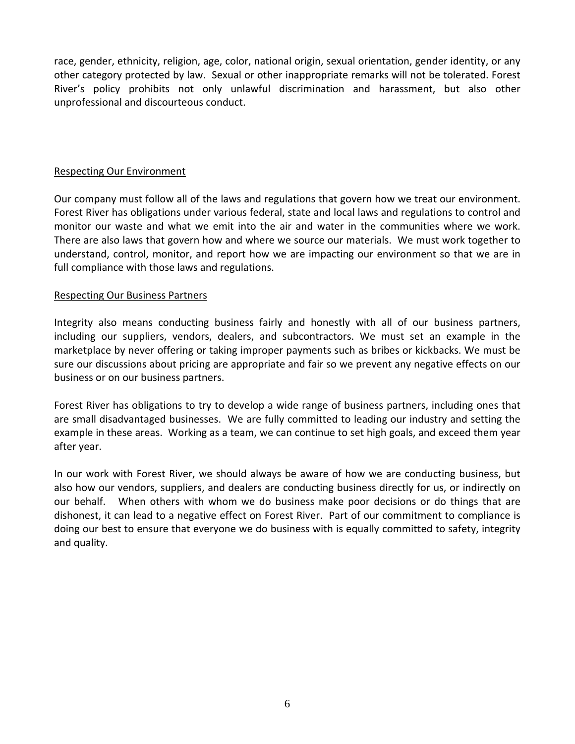race, gender, ethnicity, religion, age, color, national origin, sexual orientation, gender identity, or any other category protected by law. Sexual or other inappropriate remarks will not be tolerated. Forest River's policy prohibits not only unlawful discrimination and harassment, but also other unprofessional and discourteous conduct.

## Respecting Our Environment

Our company must follow all of the laws and regulations that govern how we treat our environment. Forest River has obligations under various federal, state and local laws and regulations to control and monitor our waste and what we emit into the air and water in the communities where we work. There are also laws that govern how and where we source our materials. We must work together to understand, control, monitor, and report how we are impacting our environment so that we are in full compliance with those laws and regulations.

## Respecting Our Business Partners

Integrity also means conducting business fairly and honestly with all of our business partners, including our suppliers, vendors, dealers, and subcontractors. We must set an example in the marketplace by never offering or taking improper payments such as bribes or kickbacks. We must be sure our discussions about pricing are appropriate and fair so we prevent any negative effects on our business or on our business partners.

Forest River has obligations to try to develop a wide range of business partners, including ones that are small disadvantaged businesses. We are fully committed to leading our industry and setting the example in these areas. Working as a team, we can continue to set high goals, and exceed them year after year.

In our work with Forest River, we should always be aware of how we are conducting business, but also how our vendors, suppliers, and dealers are conducting business directly for us, or indirectly on our behalf. When others with whom we do business make poor decisions or do things that are dishonest, it can lead to a negative effect on Forest River. Part of our commitment to compliance is doing our best to ensure that everyone we do business with is equally committed to safety, integrity and quality.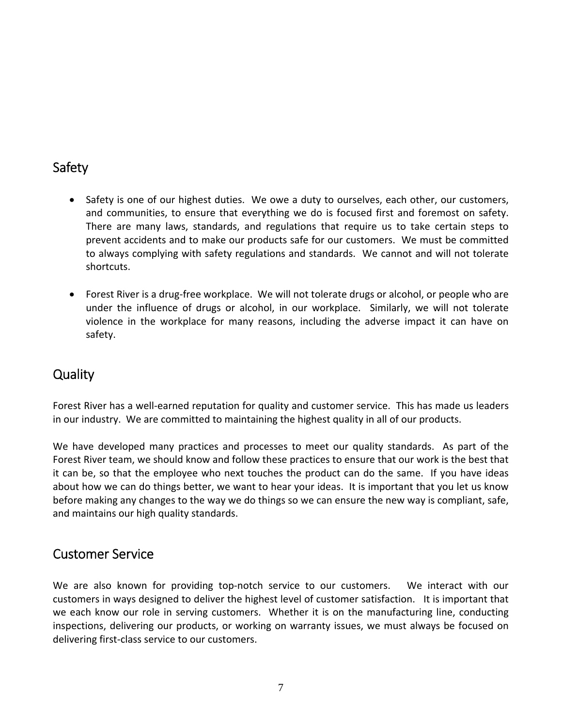## Safety

- Safety is one of our highest duties. We owe a duty to ourselves, each other, our customers, and communities, to ensure that everything we do is focused first and foremost on safety. There are many laws, standards, and regulations that require us to take certain steps to prevent accidents and to make our products safe for our customers. We must be committed to always complying with safety regulations and standards. We cannot and will not tolerate shortcuts.

- Forest River is a drug-free workplace. We will not tolerate drugs or alcohol, or people who are under the influence of drugs or alcohol, in our workplace. Similarly, we will not tolerate violence in the workplace for many reasons, including the adverse impact it can have on safety.

## Quality

Forest River has a well-earned reputation for quality and customer service. This has made us leaders in our industry. We are committed to maintaining the highest quality in all of our products.

We have developed many practices and processes to meet our quality standards. As part of the Forest River team, we should know and follow these practices to ensure that our work is the best that it can be, so that the employee who next touches the product can do the same. If you have ideas about how we can do things better, we want to hear your ideas. It is important that you let us know before making any changes to the way we do things so we can ensure the new way is compliant, safe, and maintains our high quality standards.

## Customer Service

We are also known for providing top-notch service to our customers. We interact with our customers in ways designed to deliver the highest level of customer satisfaction. It is important that we each know our role in serving customers. Whether it is on the manufacturing line, conducting inspections, delivering our products, or working on warranty issues, we must always be focused on delivering first-class service to our customers.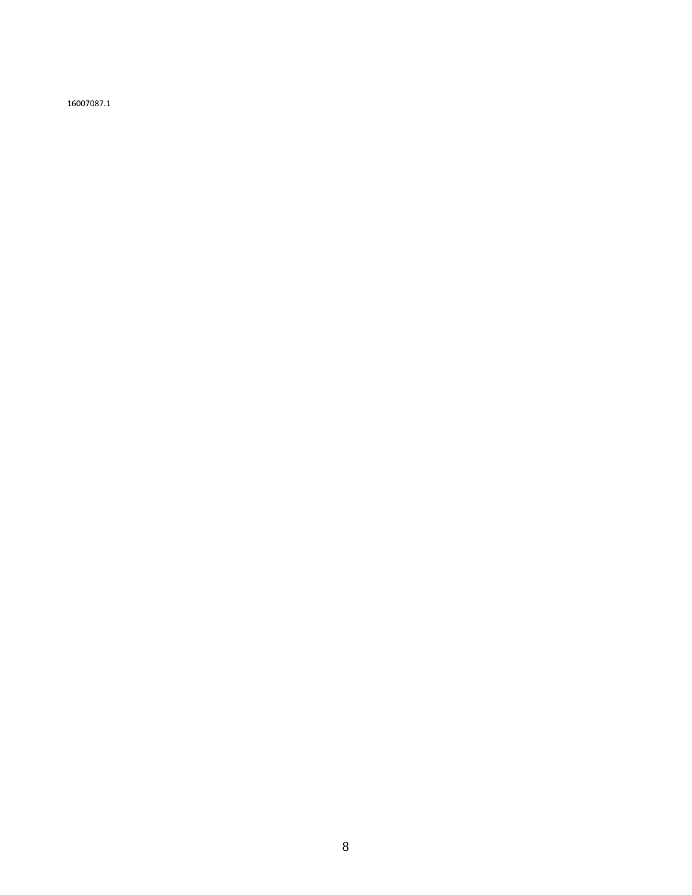16007087.1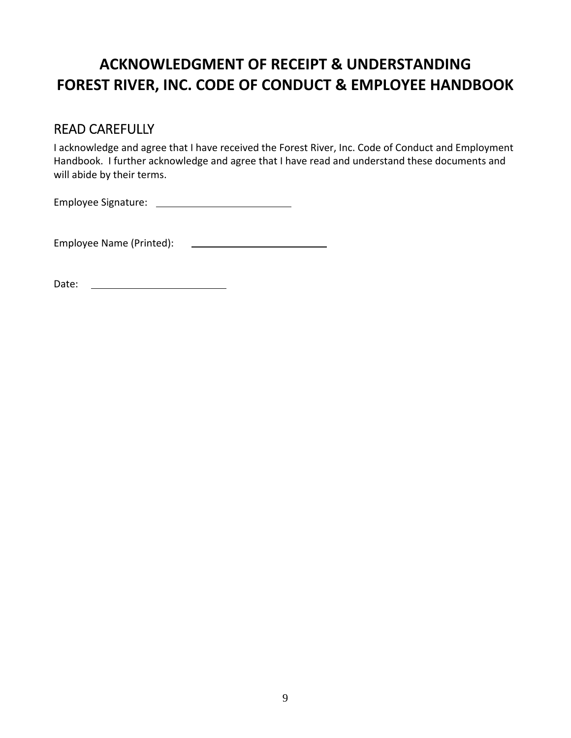# ACKNOWLEDGMENT OF RECEIPT & UNDERSTANDING
# FOREST RIVER, INC. CODE OF CONDUCT & EMPLOYEE HANDBOOK

## READ CAREFULLY

I acknowledge and agree that I have received the Forest River, Inc. Code of Conduct and Employment Handbook. I further acknowledge and agree that I have read and understand these documents and will abide by their terms.

Employee Signature: ______________________________

Employee Name (Printed): ______________________________

Date: ______________________________